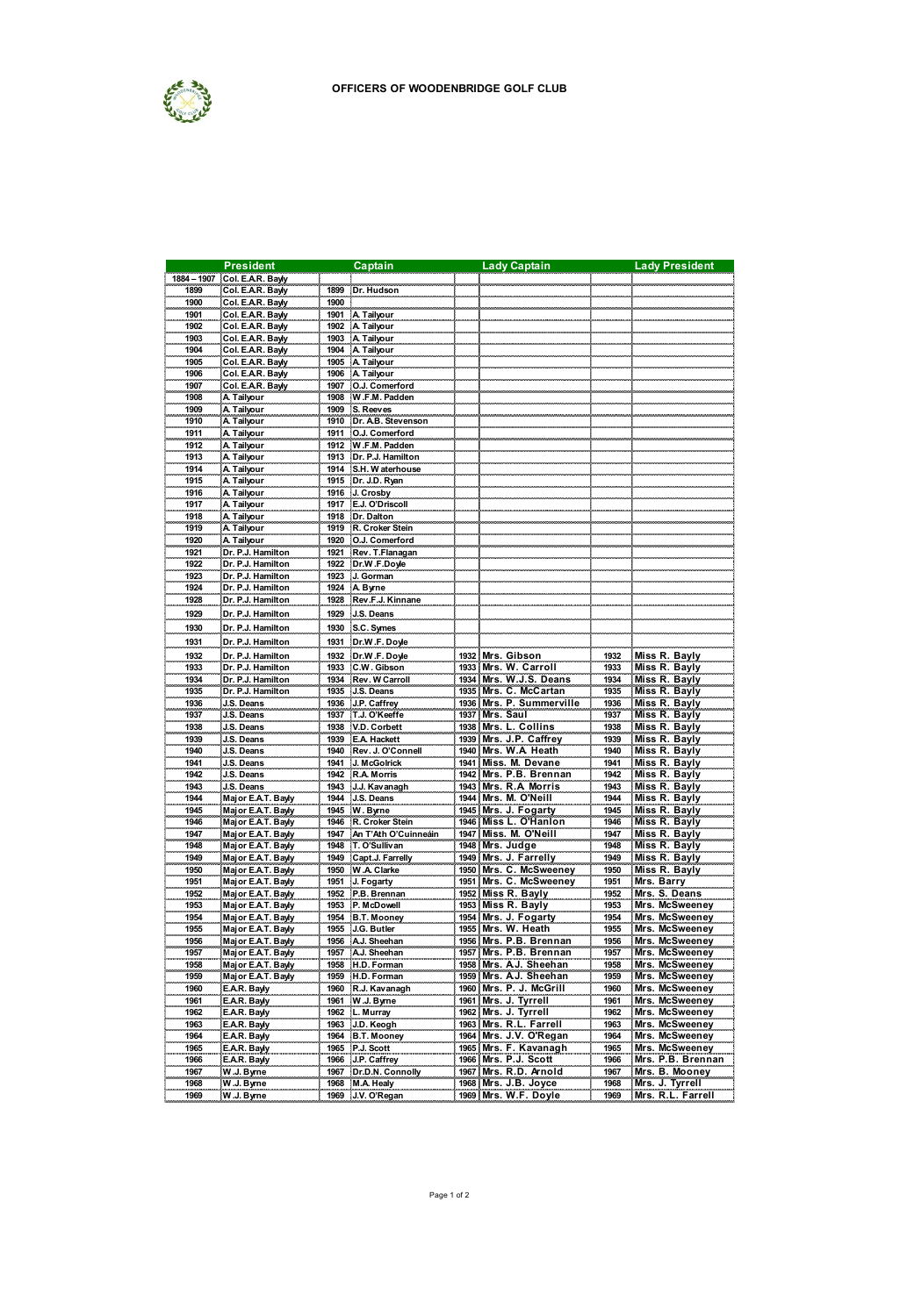# OFFICERS OF WOODENBRIDGE GOLF CLUB

| | President | | Captain | | Lady Captain | | Lady President |
|---|---|---|---|---|---|---|---|
| 1884 – 1907 | Col. E.A.R. Bayly | | | | | | |
| 1899 | Col. E.A.R. Bayly | 1899 | Dr. Hudson | | | | |
| 1900 | Col. E.A.R. Bayly | 1900 | | | | | |
| 1901 | Col. E.A.R. Bayly | 1901 | A. Tailyour | | | | |
| 1902 | Col. E.A.R. Bayly | 1902 | A. Tailyour | | | | |
| 1903 | Col. E.A.R. Bayly | 1903 | A. Tailyour | | | | |
| 1904 | Col. E.A.R. Bayly | 1904 | A. Tailyour | | | | |
| 1905 | Col. E.A.R. Bayly | 1905 | A. Tailyour | | | | |
| 1906 | Col. E.A.R. Bayly | 1906 | A. Tailyour | | | | |
| 1907 | Col. E.A.R. Bayly | 1907 | O.J. Comerford | | | | |
| 1908 | A. Tailyour | 1908 | W.F.M. Padden | | | | |
| 1909 | A. Tailyour | 1909 | S. Reeves | | | | |
| 1910 | A. Tailyour | 1910 | Dr. A.B. Stevenson | | | | |
| 1911 | A. Tailyour | 1911 | O.J. Comerford | | | | |
| 1912 | A. Tailyour | 1912 | W.F.M. Padden | | | | |
| 1913 | A. Tailyour | 1913 | Dr. P.J. Hamilton | | | | |
| 1914 | A. Tailyour | 1914 | S.H. Waterhouse | | | | |
| 1915 | A. Tailyour | 1915 | Dr. J.D. Ryan | | | | |
| 1916 | A. Tailyour | 1916 | J. Crosby | | | | |
| 1917 | A. Tailyour | 1917 | E.J. O'Driscoll | | | | |
| 1918 | A. Tailyour | 1918 | Dr. Dalton | | | | |
| 1919 | A. Tailyour | 1919 | R. Croker Stein | | | | |
| 1920 | A. Tailyour | 1920 | O.J. Comerford | | | | |
| 1921 | Dr. P.J. Hamilton | 1921 | Rev. T.Flanagan | | | | |
| 1922 | Dr. P.J. Hamilton | 1922 | Dr.W.F.Doyle | | | | |
| 1923 | Dr. P.J. Hamilton | 1923 | J. Gorman | | | | |
| 1924 | Dr. P.J. Hamilton | 1924 | A. Byrne | | | | |
| 1928 | Dr. P.J. Hamilton | 1928 | Rev.F.J. Kinnane | | | | |
| 1929 | Dr. P.J. Hamilton | 1929 | J.S. Deans | | | | |
| 1930 | Dr. P.J. Hamilton | 1930 | S.C. Symes | | | | |
| 1931 | Dr. P.J. Hamilton | 1931 | Dr.W.F. Doyle | | | | |
| 1932 | Dr. P.J. Hamilton | 1932 | Dr.W.F. Doyle | 1932 | Mrs. Gibson | 1932 | Miss R. Bayly |
| 1933 | Dr. P.J. Hamilton | 1933 | C.W. Gibson | 1933 | Mrs. W. Carroll | 1933 | Miss R. Bayly |
| 1934 | Dr. P.J. Hamilton | 1934 | Rev. W Carroll | 1934 | Mrs. W.J.S. Deans | 1934 | Miss R. Bayly |
| 1935 | Dr. P.J. Hamilton | 1935 | J.S. Deans | 1935 | Mrs. C. McCartan | 1935 | Miss R. Bayly |
| 1936 | J.S. Deans | 1936 | J.P. Caffrey | 1936 | Mrs. P. Summerville | 1936 | Miss R. Bayly |
| 1937 | J.S. Deans | 1937 | T.J. O'Keeffe | 1937 | Mrs. Saul | 1937 | Miss R. Bayly |
| 1938 | J.S. Deans | 1938 | V.D. Corbett | 1938 | Mrs. L. Collins | 1938 | Miss R. Bayly |
| 1939 | J.S. Deans | 1939 | E.A. Hackett | 1939 | Mrs. J.P. Caffrey | 1939 | Miss R. Bayly |
| 1940 | J.S. Deans | 1940 | Rev. J. O'Connell | 1940 | Mrs. W.A. Heath | 1940 | Miss R. Bayly |
| 1941 | J.S. Deans | 1941 | J. McGolrick | 1941 | Miss. M. Devane | 1941 | Miss R. Bayly |
| 1942 | J.S. Deans | 1942 | R.A. Morris | 1942 | Mrs. P.B. Brennan | 1942 | Miss R. Bayly |
| 1943 | J.S. Deans | 1943 | J.J. Kavanagh | 1943 | Mrs. R.A Morris | 1943 | Miss R. Bayly |
| 1944 | Major E.A.T. Bayly | 1944 | J.S. Deans | 1944 | Mrs. M. O'Neill | 1944 | Miss R. Bayly |
| 1945 | Major E.A.T. Bayly | 1945 | W. Byrne | 1945 | Mrs. J. Fogarty | 1945 | Miss R. Bayly |
| 1946 | Major E.A.T. Bayly | 1946 | R. Croker Stein | 1946 | Miss L. O'Hanlon | 1946 | Miss R. Bayly |
| 1947 | Major E.A.T. Bayly | 1947 | An T'Ath O'Cuinneáin | 1947 | Miss. M. O'Neill | 1947 | Miss R. Bayly |
| 1948 | Major E.A.T. Bayly | 1948 | T. O'Sullivan | 1948 | Mrs. Judge | 1948 | Miss R. Bayly |
| 1949 | Major E.A.T. Bayly | 1949 | Capt.J. Farrelly | 1949 | Mrs. J. Farrelly | 1949 | Miss R. Bayly |
| 1950 | Major E.A.T. Bayly | 1950 | W.A. Clarke | 1950 | Mrs. C. McSweeney | 1950 | Miss R. Bayly |
| 1951 | Major E.A.T. Bayly | 1951 | J. Fogarty | 1951 | Mrs. C. McSweeney | 1951 | Mrs. Barry |
| 1952 | Major E.A.T. Bayly | 1952 | P.B. Brennan | 1952 | Miss R. Bayly | 1952 | Mrs. S. Deans |
| 1953 | Major E.A.T. Bayly | 1953 | P. McDowell | 1953 | Miss R. Bayly | 1953 | Mrs. McSweeney |
| 1954 | Major E.A.T. Bayly | 1954 | B.T. Mooney | 1954 | Mrs. J. Fogarty | 1954 | Mrs. McSweeney |
| 1955 | Major E.A.T. Bayly | 1955 | J.G. Butler | 1955 | Mrs. W. Heath | 1955 | Mrs. McSweeney |
| 1956 | Major E.A.T. Bayly | 1956 | A.J. Sheehan | 1956 | Mrs. P.B. Brennan | 1956 | Mrs. McSweeney |
| 1957 | Major E.A.T. Bayly | 1957 | A.J. Sheehan | 1957 | Mrs. P.B. Brennan | 1957 | Mrs. McSweeney |
| 1958 | Major E.A.T. Bayly | 1958 | H.D. Forman | 1958 | Mrs. A.J. Sheehan | 1958 | Mrs. McSweeney |
| 1959 | Major E.A.T. Bayly | 1959 | H.D. Forman | 1959 | Mrs. A.J. Sheehan | 1959 | Mrs. McSweeney |
| 1960 | E.A.R. Bayly | 1960 | R.J. Kavanagh | 1960 | Mrs. P. J. McGrill | 1960 | Mrs. McSweeney |
| 1961 | E.A.R. Bayly | 1961 | W.J. Byrne | 1961 | Mrs. J. Tyrrell | 1961 | Mrs. McSweeney |
| 1962 | E.A.R. Bayly | 1962 | L. Murray | 1962 | Mrs. J. Tyrrell | 1962 | Mrs. McSweeney |
| 1963 | E.A.R. Bayly | 1963 | J.D. Keogh | 1963 | Mrs. R.L. Farrell | 1963 | Mrs. McSweeney |
| 1964 | E.A.R. Bayly | 1964 | B.T. Mooney | 1964 | Mrs. J.V. O'Regan | 1964 | Mrs. McSweeney |
| 1965 | E.A.R. Bayly | 1965 | P.J. Scott | 1965 | Mrs. F. Kavanagh | 1965 | Mrs. McSweeney |
| 1966 | E.A.R. Bayly | 1966 | J.P. Caffrey | 1966 | Mrs. P.J. Scott | 1966 | Mrs. P.B. Brennan |
| 1967 | W.J. Byrne | 1967 | Dr.D.N. Connolly | 1967 | Mrs. R.D. Arnold | 1967 | Mrs. B. Mooney |
| 1968 | W.J. Byrne | 1968 | M.A. Healy | 1968 | Mrs. J.B. Joyce | 1968 | Mrs. J. Tyrrell |
| 1969 | W.J. Byrne | 1969 | J.V. O'Regan | 1969 | Mrs. W.F. Doyle | 1969 | Mrs. R.L. Farrell |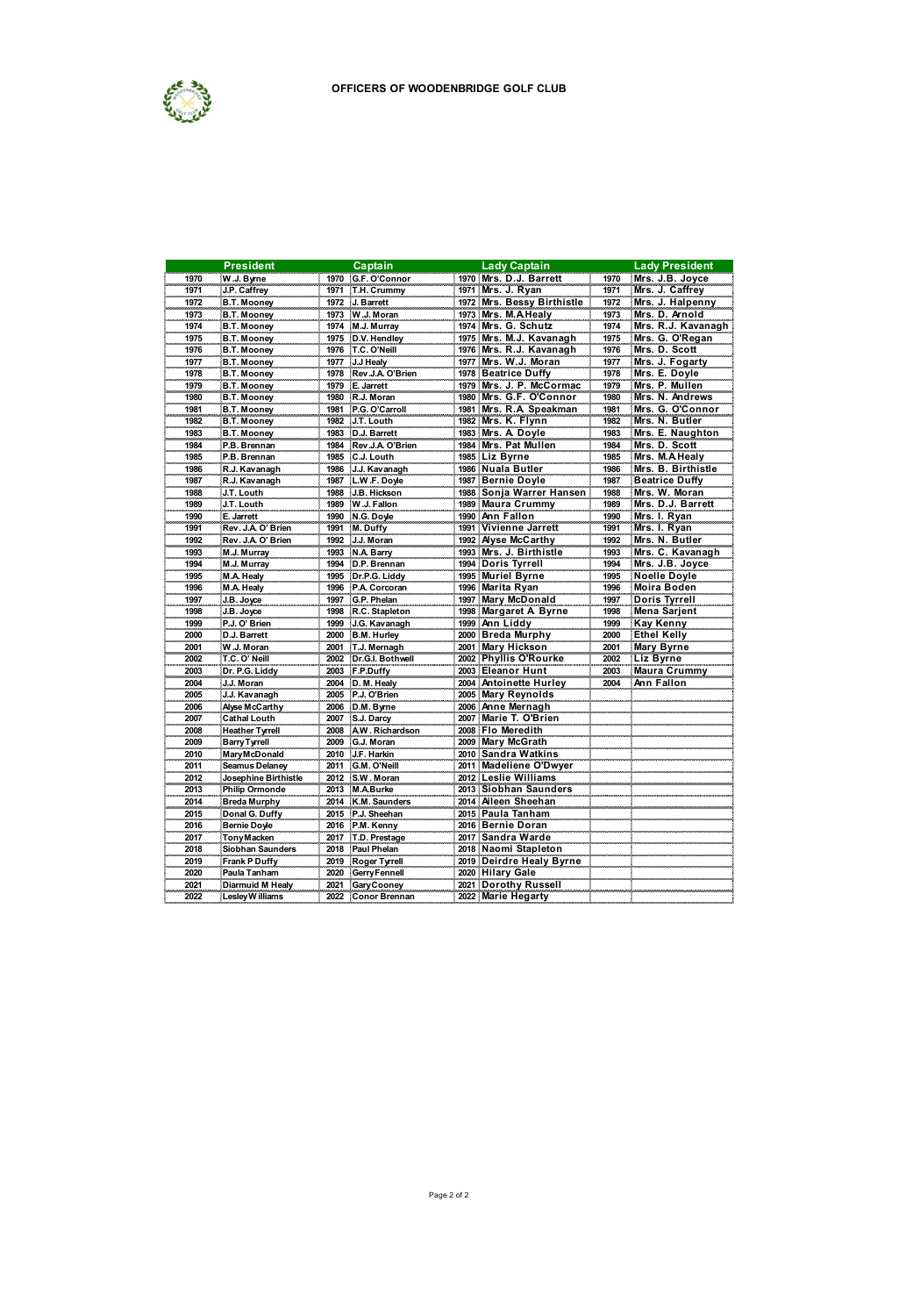# OFFICERS OF WOODENBRIDGE GOLF CLUB

| | President | | Captain | | Lady Captain | | Lady President |
|---|---|---|---|---|---|---|---|
| 1970 | W.J. Byrne | 1970 | G.F. O'Connor | 1970 | Mrs. D.J. Barrett | 1970 | Mrs. J.B. Joyce |
| 1971 | J.P. Caffrey | 1971 | T.H. Crummy | 1971 | Mrs. J. Ryan | 1971 | Mrs. J. Caffrey |
| 1972 | B.T. Mooney | 1972 | J. Barrett | 1972 | Mrs. Bessy Birthistle | 1972 | Mrs. J. Halpenny |
| 1973 | B.T. Mooney | 1973 | W.J. Moran | 1973 | Mrs. M.A Healy | 1973 | Mrs. D. Arnold |
| 1974 | B.T. Mooney | 1974 | M.J. Murray | 1974 | Mrs. G. Schutz | 1974 | Mrs. R.J. Kavanagh |
| 1975 | B.T. Mooney | 1975 | D.V. Hendley | 1975 | Mrs. M.J. Kavanagh | 1975 | Mrs. G. O'Regan |
| 1976 | B.T. Mooney | 1976 | T.C. O'Neill | 1976 | Mrs. R.J. Kavanagh | 1976 | Mrs. D. Scott |
| 1977 | B.T. Mooney | 1977 | J.J Healy | 1977 | Mrs. W.J. Moran | 1977 | Mrs. J. Fogarty |
| 1978 | B.T. Mooney | 1978 | Rev.J.A O'Brien | 1978 | Beatrice Duffy | 1978 | Mrs. E. Doyle |
| 1979 | B.T. Mooney | 1979 | E. Jarrett | 1979 | Mrs. J. P. McCormac | 1979 | Mrs. P. Mullen |
| 1980 | B.T. Mooney | 1980 | R.J. Moran | 1980 | Mrs. G.F. O'Connor | 1980 | Mrs. N. Andrews |
| 1981 | B.T. Mooney | 1981 | P.G. O'Carroll | 1981 | Mrs. R.A Speakman | 1981 | Mrs. G. O'Connor |
| 1982 | B.T. Mooney | 1982 | J.T. Louth | 1982 | Mrs. K. Flynn | 1982 | Mrs. N. Butler |
| 1983 | B.T. Mooney | 1983 | D.J. Barrett | 1983 | Mrs. A Doyle | 1983 | Mrs. E. Naughton |
| 1984 | P.B. Brennan | 1984 | Rev.J.A O'Brien | 1984 | Mrs. Pat Mullen | 1984 | Mrs. D. Scott |
| 1985 | P.B. Brennan | 1985 | C.J. Louth | 1985 | Liz Byrne | 1985 | Mrs. M.A Healy |
| 1986 | R.J. Kavanagh | 1986 | J.J. Kavanagh | 1986 | Nuala Butler | 1986 | Mrs. B. Birthistle |
| 1987 | R.J. Kavanagh | 1987 | L.W.F. Doyle | 1987 | Bernie Doyle | 1987 | Beatrice Duffy |
| 1988 | J.T. Louth | 1988 | J.B. Hickson | 1988 | Sonja Warrer Hansen | 1988 | Mrs. W. Moran |
| 1989 | J.T. Louth | 1989 | W.J. Fallon | 1989 | Maura Crummy | 1989 | Mrs. D.J. Barrett |
| 1990 | E. Jarrett | 1990 | N.G. Doyle | 1990 | Ann Fallon | 1990 | Mrs. I. Ryan |
| 1991 | Rev. J.A. O' Brien | 1991 | M. Duffy | 1991 | Vivienne Jarrett | 1991 | Mrs. I. Ryan |
| 1992 | Rev. J.A. O' Brien | 1992 | J.J. Moran | 1992 | Alyse McCarthy | 1992 | Mrs. N. Butler |
| 1993 | M.J. Murray | 1993 | N.A. Barry | 1993 | Mrs. J. Birthistle | 1993 | Mrs. C. Kavanagh |
| 1994 | M.J. Murray | 1994 | D.P. Brennan | 1994 | Doris Tyrrell | 1994 | Mrs. J.B. Joyce |
| 1995 | M.A. Healy | 1995 | Dr.P.G. Liddy | 1995 | Muriel Byrne | 1995 | Noelle Doyle |
| 1996 | M.A. Healy | 1996 | P.A. Corcoran | 1996 | Marita Ryan | 1996 | Moira Boden |
| 1997 | J.B. Joyce | 1997 | G.P. Phelan | 1997 | Mary McDonald | 1997 | Doris Tyrrell |
| 1998 | J.B. Joyce | 1998 | R.C. Stapleton | 1998 | Margaret A Byrne | 1998 | Mena Sarjent |
| 1999 | P.J. O' Brien | 1999 | J.G. Kavanagh | 1999 | Ann Liddy | 1999 | Kay Kenny |
| 2000 | D.J. Barrett | 2000 | B.M. Hurley | 2000 | Breda Murphy | 2000 | Ethel Kelly |
| 2001 | W.J. Moran | 2001 | T.J. Mernagh | 2001 | Mary Hickson | 2001 | Mary Byrne |
| 2002 | T.C. O' Neill | 2002 | Dr.G.I. Bothwell | 2002 | Phyllis O'Rourke | 2002 | Liz Byrne |
| 2003 | Dr. P.G. Liddy | 2003 | F.P.Duffy | 2003 | Eleanor Hunt | 2003 | Maura Crummy |
| 2004 | J.J. Moran | 2004 | D. M. Healy | 2004 | Antoinette Hurley | 2004 | Ann Fallon |
| 2005 | J.J. Kavanagh | 2005 | P.J. O'Brien | 2005 | Mary Reynolds | | |
| 2006 | Alyse McCarthy | 2006 | D.M. Byrne | 2006 | Anne Mernagh | | |
| 2007 | Cathal Louth | 2007 | S.J. Darcy | 2007 | Marie T. O'Brien | | |
| 2008 | Heather Tyrrell | 2008 | A.W. Richardson | 2008 | Flo Meredith | | |
| 2009 | Barry Tyrrell | 2009 | G.J. Moran | 2009 | Mary McGrath | | |
| 2010 | Mary McDonald | 2010 | J.F. Harkin | 2010 | Sandra Watkins | | |
| 2011 | Seamus Delaney | 2011 | G.M. O'Neill | 2011 | Madeliene O'Dwyer | | |
| 2012 | Josephine Birthistle | 2012 | S.W. Moran | 2012 | Leslie Williams | | |
| 2013 | Philip Ormonde | 2013 | M.A.Burke | 2013 | Siobhan Saunders | | |
| 2014 | Breda Murphy | 2014 | K.M. Saunders | 2014 | Aileen Sheehan | | |
| 2015 | Donal G. Duffy | 2015 | P.J. Sheehan | 2015 | Paula Tanham | | |
| 2016 | Bernie Doyle | 2016 | P.M. Kenny | 2016 | Bernie Doran | | |
| 2017 | Tony Macken | 2017 | T.D. Prestage | 2017 | Sandra Warde | | |
| 2018 | Siobhan Saunders | 2018 | Paul Phelan | 2018 | Naomi Stapleton | | |
| 2019 | Frank P Duffy | 2019 | Roger Tyrrell | 2019 | Deirdre Healy Byrne | | |
| 2020 | Paula Tanham | 2020 | Gerry Fennell | 2020 | Hilary Gale | | |
| 2021 | Diarmuid M Healy | 2021 | Gary Cooney | 2021 | Dorothy Russell | | |
| 2022 | Lesley Williams | 2022 | Conor Brennan | 2022 | Marie Hegarty | | |